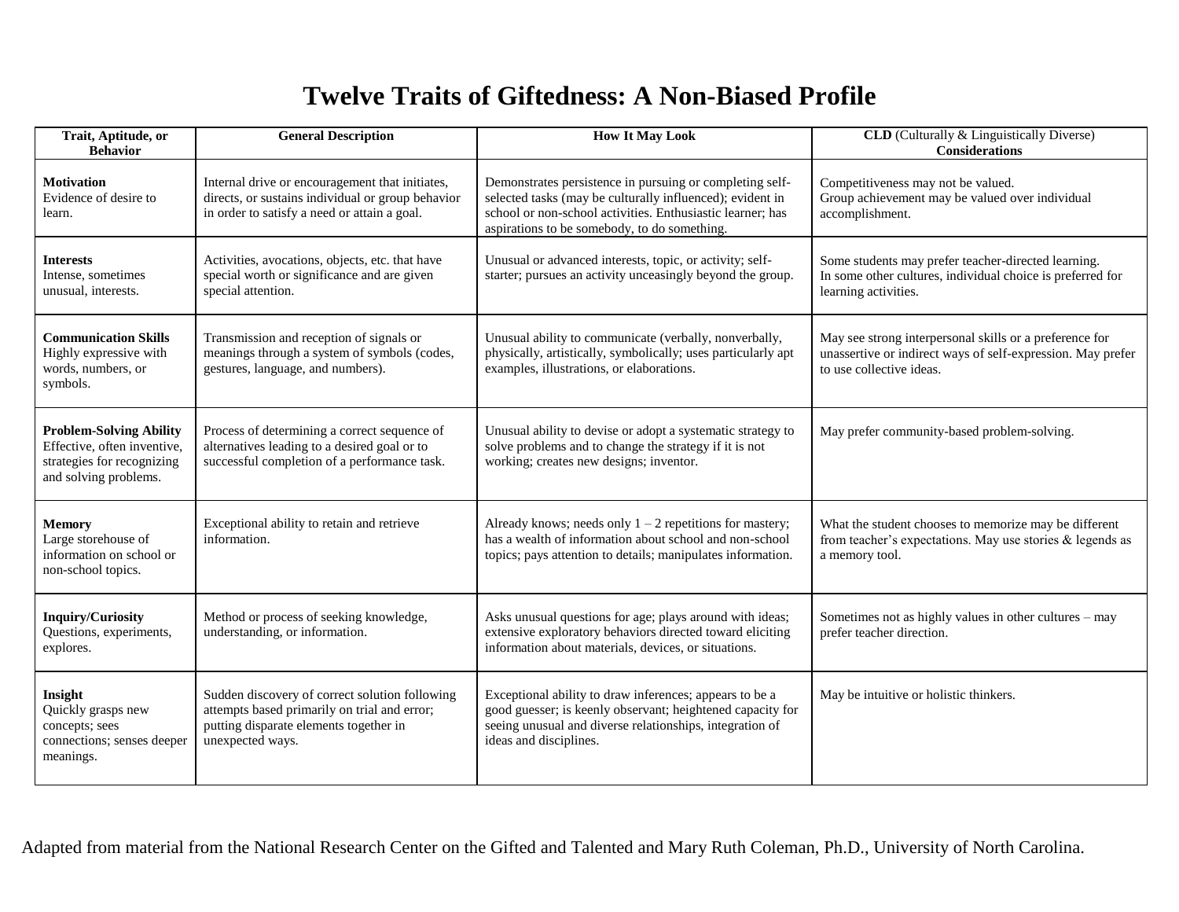# Twelve Traits of Giftedness: A Non-Biased Profile

| Trait, Aptitude, or Behavior | General Description | How It May Look | **CLD** (Culturally & Linguistically Diverse) **Considerations** |
|---|---|---|---|
| **Motivation** Evidence of desire to learn. | Internal drive or encouragement that initiates, directs, or sustains individual or group behavior in order to satisfy a need or attain a goal. | Demonstrates persistence in pursuing or completing self-selected tasks (may be culturally influenced); evident in school or non-school activities. Enthusiastic learner; has aspirations to be somebody, to do something. | Competitiveness may not be valued. Group achievement may be valued over individual accomplishment. |
| **Interests** Intense, sometimes unusual, interests. | Activities, avocations, objects, etc. that have special worth or significance and are given special attention. | Unusual or advanced interests, topic, or activity; self-starter; pursues an activity unceasingly beyond the group. | Some students may prefer teacher-directed learning. In some other cultures, individual choice is preferred for learning activities. |
| **Communication Skills** Highly expressive with words, numbers, or symbols. | Transmission and reception of signals or meanings through a system of symbols (codes, gestures, language, and numbers). | Unusual ability to communicate (verbally, nonverbally, physically, artistically, symbolically; uses particularly apt examples, illustrations, or elaborations. | May see strong interpersonal skills or a preference for unassertive or indirect ways of self-expression. May prefer to use collective ideas. |
| **Problem-Solving Ability** Effective, often inventive, strategies for recognizing and solving problems. | Process of determining a correct sequence of alternatives leading to a desired goal or to successful completion of a performance task. | Unusual ability to devise or adopt a systematic strategy to solve problems and to change the strategy if it is not working; creates new designs; inventor. | May prefer community-based problem-solving. |
| **Memory** Large storehouse of information on school or non-school topics. | Exceptional ability to retain and retrieve information. | Already knows; needs only 1 – 2 repetitions for mastery; has a wealth of information about school and non-school topics; pays attention to details; manipulates information. | What the student chooses to memorize may be different from teacher's expectations. May use stories & legends as a memory tool. |
| **Inquiry/Curiosity** Questions, experiments, explores. | Method or process of seeking knowledge, understanding, or information. | Asks unusual questions for age; plays around with ideas; extensive exploratory behaviors directed toward eliciting information about materials, devices, or situations. | Sometimes not as highly values in other cultures – may prefer teacher direction. |
| **Insight** Quickly grasps new concepts; sees connections; senses deeper meanings. | Sudden discovery of correct solution following attempts based primarily on trial and error; putting disparate elements together in unexpected ways. | Exceptional ability to draw inferences; appears to be a good guesser; is keenly observant; heightened capacity for seeing unusual and diverse relationships, integration of ideas and disciplines. | May be intuitive or holistic thinkers. |

Adapted from material from the National Research Center on the Gifted and Talented and Mary Ruth Coleman, Ph.D., University of North Carolina.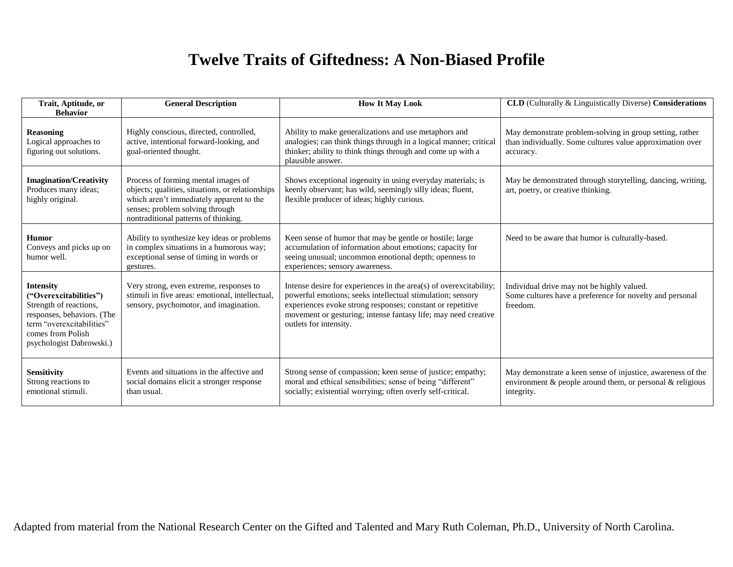# Twelve Traits of Giftedness: A Non-Biased Profile

| Trait, Aptitude, or Behavior | General Description | How It May Look | **CLD** (Culturally & Linguistically Diverse) **Considerations** |
|---|---|---|---|
| **Reasoning**<br>Logical approaches to figuring out solutions. | Highly conscious, directed, controlled, active, intentional forward-looking, and goal-oriented thought. | Ability to make generalizations and use metaphors and analogies; can think things through in a logical manner; critical thinker; ability to think things through and come up with a plausible answer. | May demonstrate problem-solving in group setting, rather than individually. Some cultures value approximation over accuracy. |
| **Imagination/Creativity**<br>Produces many ideas; highly original. | Process of forming mental images of objects; qualities, situations, or relationships which aren't immediately apparent to the senses; problem solving through nontraditional patterns of thinking. | Shows exceptional ingenuity in using everyday materials; is keenly observant; has wild, seemingly silly ideas; fluent, flexible producer of ideas; highly curious. | May be demonstrated through storytelling, dancing, writing, art, poetry, or creative thinking. |
| **Humor**<br>Conveys and picks up on humor well. | Ability to synthesize key ideas or problems in complex situations in a humorous way; exceptional sense of timing in words or gestures. | Keen sense of humor that may be gentle or hostile; large accumulation of information about emotions; capacity for seeing unusual; uncommon emotional depth; openness to experiences; sensory awareness. | Need to be aware that humor is culturally-based. |
| **Intensity ("Overexcitabilities")**<br>Strength of reactions, responses, behaviors. (The term "overexcitabilities" comes from Polish psychologist Dabrowski.) | Very strong, even extreme, responses to stimuli in five areas: emotional, intellectual, sensory, psychomotor, and imagination. | Intense desire for experiences in the area(s) of overexcitability; powerful emotions; seeks intellectual stimulation; sensory experiences evoke strong responses; constant or repetitive movement or gesturing; intense fantasy life; may need creative outlets for intensity. | Individual drive may not be highly valued.<br>Some cultures have a preference for novelty and personal freedom. |
| **Sensitivity**<br>Strong reactions to emotional stimuli. | Events and situations in the affective and social domains elicit a stronger response than usual. | Strong sense of compassion; keen sense of justice; empathy; moral and ethical sensibilities; sense of being "different" socially; existential worrying; often overly self-critical. | May demonstrate a keen sense of injustice, awareness of the environment & people around them, or personal & religious integrity. |

Adapted from material from the National Research Center on the Gifted and Talented and Mary Ruth Coleman, Ph.D., University of North Carolina.